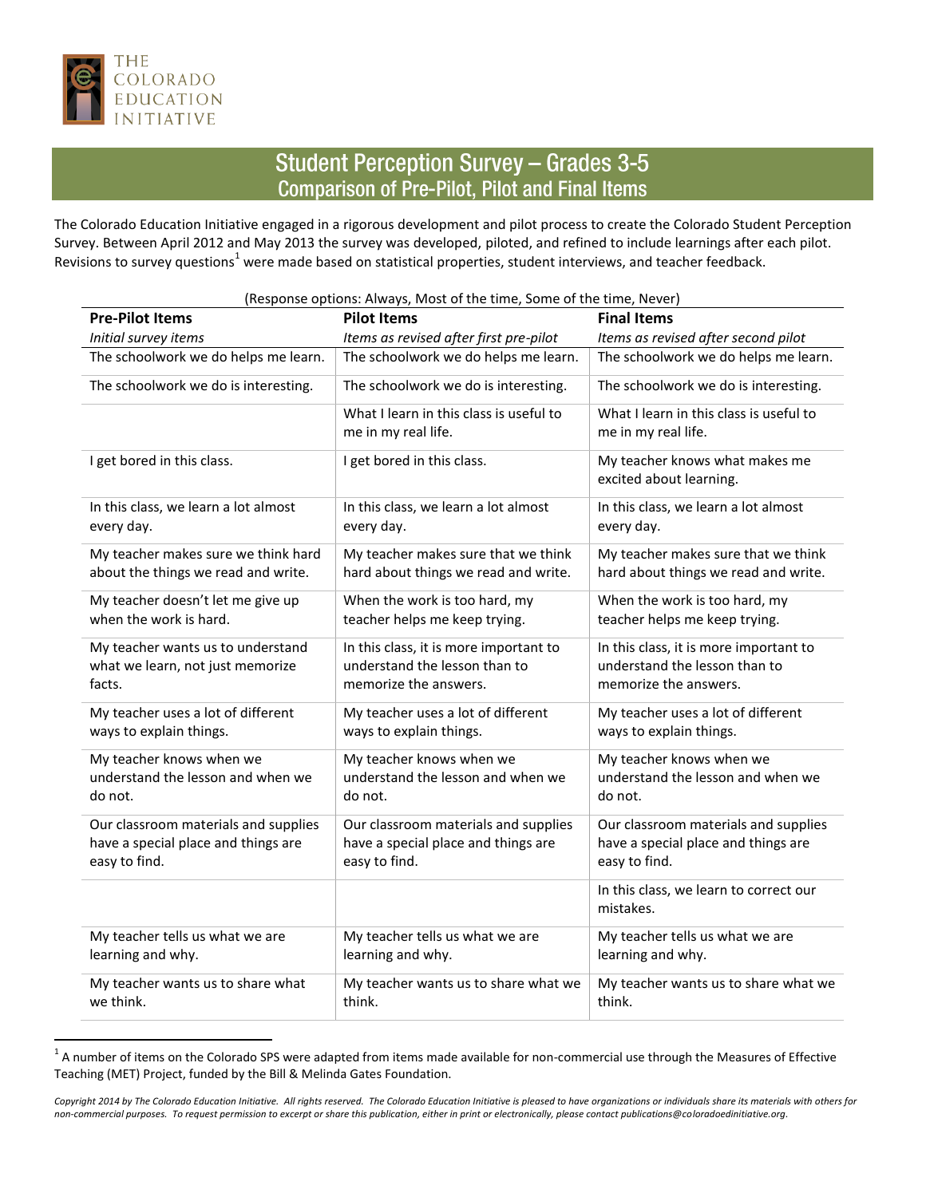THE COLORADO EDUCATION INITIATIVE

# Student Perception Survey – Grades 3-5

## Comparison of Pre-Pilot, Pilot and Final Items

The Colorado Education Initiative engaged in a rigorous development and pilot process to create the Colorado Student Perception Survey. Between April 2012 and May 2013 the survey was developed, piloted, and refined to include learnings after each pilot. Revisions to survey questions[1] were made based on statistical properties, student interviews, and teacher feedback.

(Response options: Always, Most of the time, Some of the time, Never)

| **Pre-Pilot Items**<br>*Initial survey items* | **Pilot Items**<br>*Items as revised after first pre-pilot* | **Final Items**<br>*Items as revised after second pilot* |
|---|---|---|
| The schoolwork we do helps me learn. | The schoolwork we do helps me learn. | The schoolwork we do helps me learn. |
| The schoolwork we do is interesting. | The schoolwork we do is interesting. | The schoolwork we do is interesting. |
| | What I learn in this class is useful to me in my real life. | What I learn in this class is useful to me in my real life. |
| I get bored in this class. | I get bored in this class. | My teacher knows what makes me excited about learning. |
| In this class, we learn a lot almost every day. | In this class, we learn a lot almost every day. | In this class, we learn a lot almost every day. |
| My teacher makes sure we think hard about the things we read and write. | My teacher makes sure that we think hard about things we read and write. | My teacher makes sure that we think hard about things we read and write. |
| My teacher doesn't let me give up when the work is hard. | When the work is too hard, my teacher helps me keep trying. | When the work is too hard, my teacher helps me keep trying. |
| My teacher wants us to understand what we learn, not just memorize facts. | In this class, it is more important to understand the lesson than to memorize the answers. | In this class, it is more important to understand the lesson than to memorize the answers. |
| My teacher uses a lot of different ways to explain things. | My teacher uses a lot of different ways to explain things. | My teacher uses a lot of different ways to explain things. |
| My teacher knows when we understand the lesson and when we do not. | My teacher knows when we understand the lesson and when we do not. | My teacher knows when we understand the lesson and when we do not. |
| Our classroom materials and supplies have a special place and things are easy to find. | Our classroom materials and supplies have a special place and things are easy to find. | Our classroom materials and supplies have a special place and things are easy to find. |
| | | In this class, we learn to correct our mistakes. |
| My teacher tells us what we are learning and why. | My teacher tells us what we are learning and why. | My teacher tells us what we are learning and why. |
| My teacher wants us to share what we think. | My teacher wants us to share what we think. | My teacher wants us to share what we think. |

[1] A number of items on the Colorado SPS were adapted from items made available for non-commercial use through the Measures of Effective Teaching (MET) Project, funded by the Bill & Melinda Gates Foundation.

*Copyright 2014 by The Colorado Education Initiative. All rights reserved. The Colorado Education Initiative is pleased to have organizations or individuals share its materials with others for non-commercial purposes. To request permission to excerpt or share this publication, either in print or electronically, please contact publications@coloradoedinitiative.org.*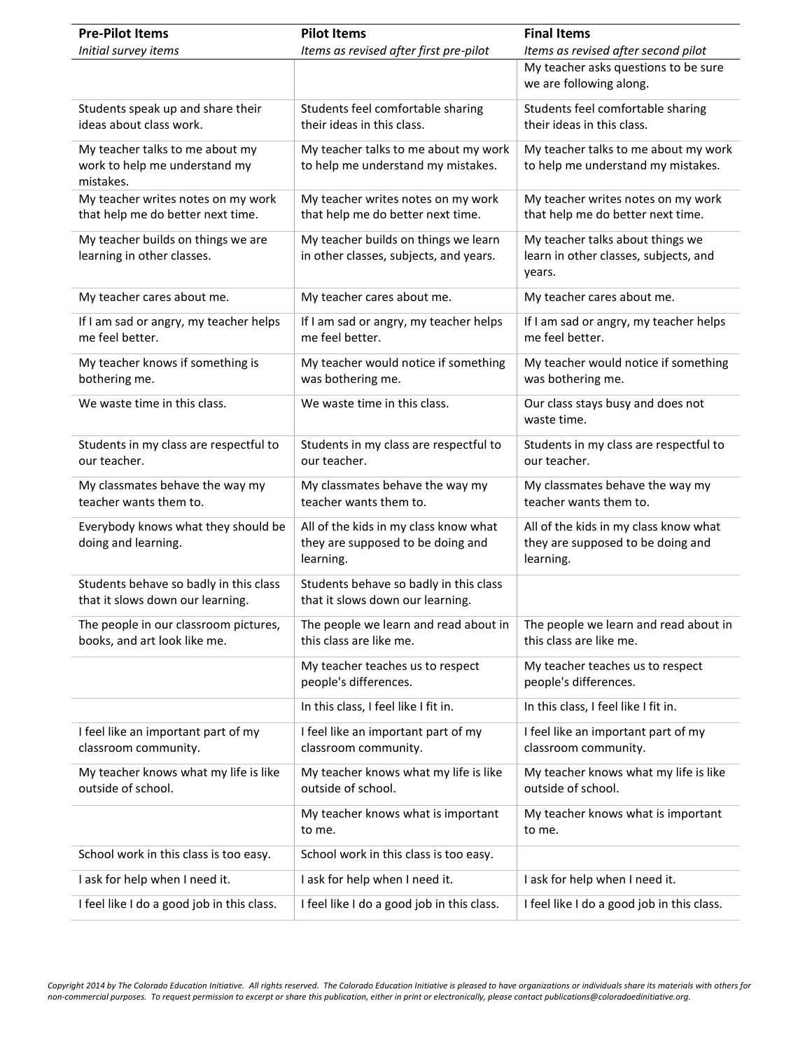| **Pre-Pilot Items**<br>*Initial survey items* | **Pilot Items**<br>*Items as revised after first pre-pilot* | **Final Items**<br>*Items as revised after second pilot* |
|---|---|---|
| | | My teacher asks questions to be sure we are following along. |
| Students speak up and share their ideas about class work. | Students feel comfortable sharing their ideas in this class. | Students feel comfortable sharing their ideas in this class. |
| My teacher talks to me about my work to help me understand my mistakes. | My teacher talks to me about my work to help me understand my mistakes. | My teacher talks to me about my work to help me understand my mistakes. |
| My teacher writes notes on my work that help me do better next time. | My teacher writes notes on my work that help me do better next time. | My teacher writes notes on my work that help me do better next time. |
| My teacher builds on things we are learning in other classes. | My teacher builds on things we learn in other classes, subjects, and years. | My teacher talks about things we learn in other classes, subjects, and years. |
| My teacher cares about me. | My teacher cares about me. | My teacher cares about me. |
| If I am sad or angry, my teacher helps me feel better. | If I am sad or angry, my teacher helps me feel better. | If I am sad or angry, my teacher helps me feel better. |
| My teacher knows if something is bothering me. | My teacher would notice if something was bothering me. | My teacher would notice if something was bothering me. |
| We waste time in this class. | We waste time in this class. | Our class stays busy and does not waste time. |
| Students in my class are respectful to our teacher. | Students in my class are respectful to our teacher. | Students in my class are respectful to our teacher. |
| My classmates behave the way my teacher wants them to. | My classmates behave the way my teacher wants them to. | My classmates behave the way my teacher wants them to. |
| Everybody knows what they should be doing and learning. | All of the kids in my class know what they are supposed to be doing and learning. | All of the kids in my class know what they are supposed to be doing and learning. |
| Students behave so badly in this class that it slows down our learning. | Students behave so badly in this class that it slows down our learning. | |
| The people in our classroom pictures, books, and art look like me. | The people we learn and read about in this class are like me. | The people we learn and read about in this class are like me. |
| | My teacher teaches us to respect people's differences. | My teacher teaches us to respect people's differences. |
| | In this class, I feel like I fit in. | In this class, I feel like I fit in. |
| I feel like an important part of my classroom community. | I feel like an important part of my classroom community. | I feel like an important part of my classroom community. |
| My teacher knows what my life is like outside of school. | My teacher knows what my life is like outside of school. | My teacher knows what my life is like outside of school. |
| | My teacher knows what is important to me. | My teacher knows what is important to me. |
| School work in this class is too easy. | School work in this class is too easy. | |
| I ask for help when I need it. | I ask for help when I need it. | I ask for help when I need it. |
| I feel like I do a good job in this class. | I feel like I do a good job in this class. | I feel like I do a good job in this class. |

*Copyright 2014 by The Colorado Education Initiative. All rights reserved. The Colorado Education Initiative is pleased to have organizations or individuals share its materials with others for non-commercial purposes. To request permission to excerpt or share this publication, either in print or electronically, please contact publications@coloradoedinitiative.org.*